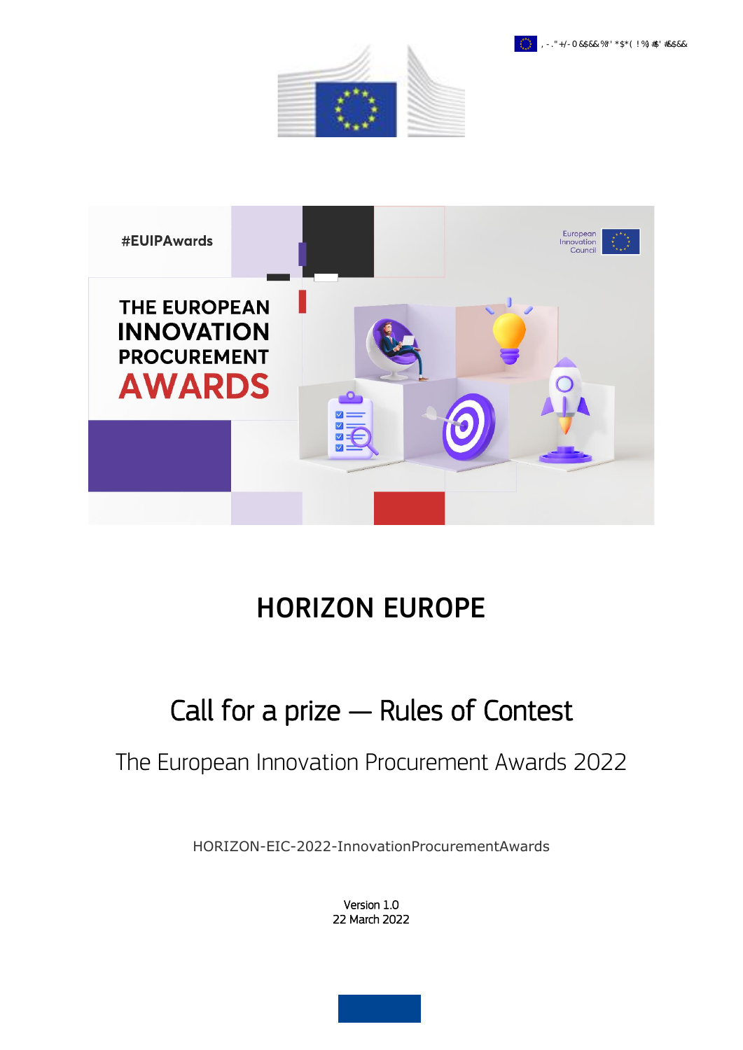# HORIZON EUROPE

## Call for a prize — Rules of Contest

The European Innovation Procurement Awards 2022

HORIZON-EIC-2022-InnovationProcurementAwards

Version 1.0
22 March 2022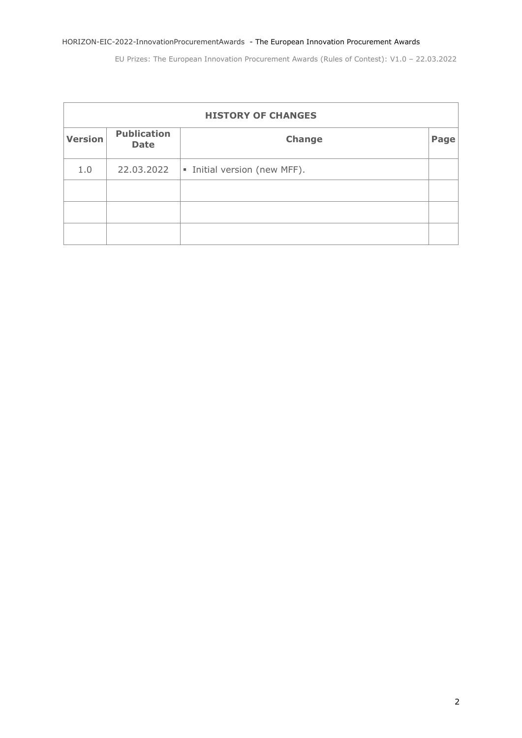| HISTORY OF CHANGES | | | |
|---|---|---|---|
| **Version** | **Publication Date** | **Change** | **Page** |
| 1.0 | 22.03.2022 | ▪ Initial version (new MFF). | |
| | | | |
| | | | |
| | | | |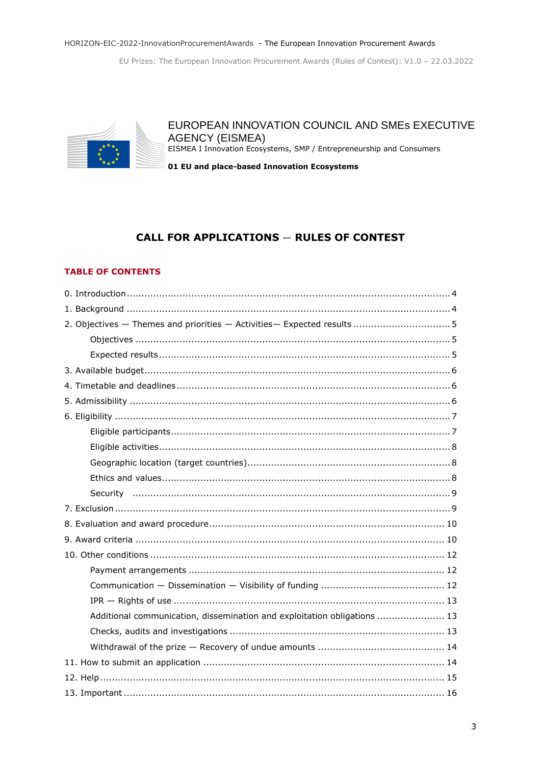EUROPEAN INNOVATION COUNCIL AND SMEs EXECUTIVE AGENCY (EISMEA)
EISMEA I Innovation Ecosystems, SMP / Entrepreneurship and Consumers

**01 EU and place-based Innovation Ecosystems**

# CALL FOR APPLICATIONS — RULES OF CONTEST

## TABLE OF CONTENTS

0. Introduction ... 4
1. Background ... 4
2. Objectives — Themes and priorities — Activities— Expected results ... 5
    - Objectives ... 5
    - Expected results ... 5
3. Available budget ... 6
4. Timetable and deadlines ... 6
5. Admissibility ... 6
6. Eligibility ... 7
    - Eligible participants ... 7
    - Eligible activities ... 8
    - Geographic location (target countries) ... 8
    - Ethics and values ... 8
    - Security ... 9
7. Exclusion ... 9
8. Evaluation and award procedure ... 10
9. Award criteria ... 10
10. Other conditions ... 12
    - Payment arrangements ... 12
    - Communication — Dissemination — Visibility of funding ... 12
    - IPR — Rights of use ... 13
    - Additional communication, dissemination and exploitation obligations ... 13
    - Checks, audits and investigations ... 13
    - Withdrawal of the prize — Recovery of undue amounts ... 14
11. How to submit an application ... 14
12. Help ... 15
13. Important ... 16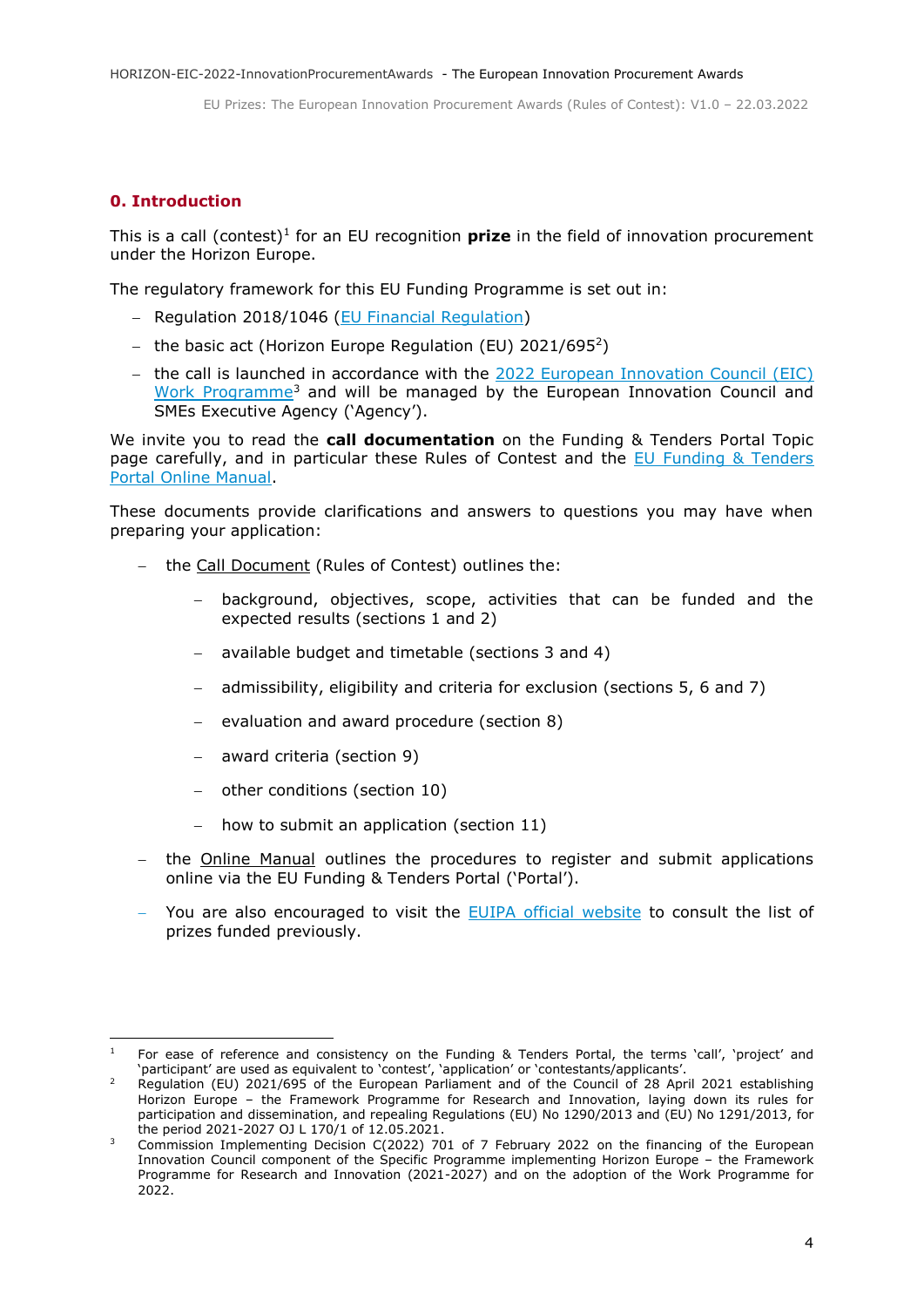## 0. Introduction

This is a call (contest)[1] for an EU recognition **prize** in the field of innovation procurement under the Horizon Europe.

The regulatory framework for this EU Funding Programme is set out in:

- Regulation 2018/1046 (EU Financial Regulation)
- the basic act (Horizon Europe Regulation (EU) 2021/695[2])
- the call is launched in accordance with the 2022 European Innovation Council (EIC) Work Programme[3] and will be managed by the European Innovation Council and SMEs Executive Agency ('Agency').

We invite you to read the **call documentation** on the Funding & Tenders Portal Topic page carefully, and in particular these Rules of Contest and the EU Funding & Tenders Portal Online Manual.

These documents provide clarifications and answers to questions you may have when preparing your application:

- the Call Document (Rules of Contest) outlines the:
  - background, objectives, scope, activities that can be funded and the expected results (sections 1 and 2)
  - available budget and timetable (sections 3 and 4)
  - admissibility, eligibility and criteria for exclusion (sections 5, 6 and 7)
  - evaluation and award procedure (section 8)
  - award criteria (section 9)
  - other conditions (section 10)
  - how to submit an application (section 11)
- the Online Manual outlines the procedures to register and submit applications online via the EU Funding & Tenders Portal ('Portal').
- You are also encouraged to visit the EUIPA official website to consult the list of prizes funded previously.

---

[1] For ease of reference and consistency on the Funding & Tenders Portal, the terms 'call', 'project' and 'participant' are used as equivalent to 'contest', 'application' or 'contestants/applicants'.

[2] Regulation (EU) 2021/695 of the European Parliament and of the Council of 28 April 2021 establishing Horizon Europe – the Framework Programme for Research and Innovation, laying down its rules for participation and dissemination, and repealing Regulations (EU) No 1290/2013 and (EU) No 1291/2013, for the period 2021-2027 OJ L 170/1 of 12.05.2021.

[3] Commission Implementing Decision C(2022) 701 of 7 February 2022 on the financing of the European Innovation Council component of the Specific Programme implementing Horizon Europe – the Framework Programme for Research and Innovation (2021-2027) and on the adoption of the Work Programme for 2022.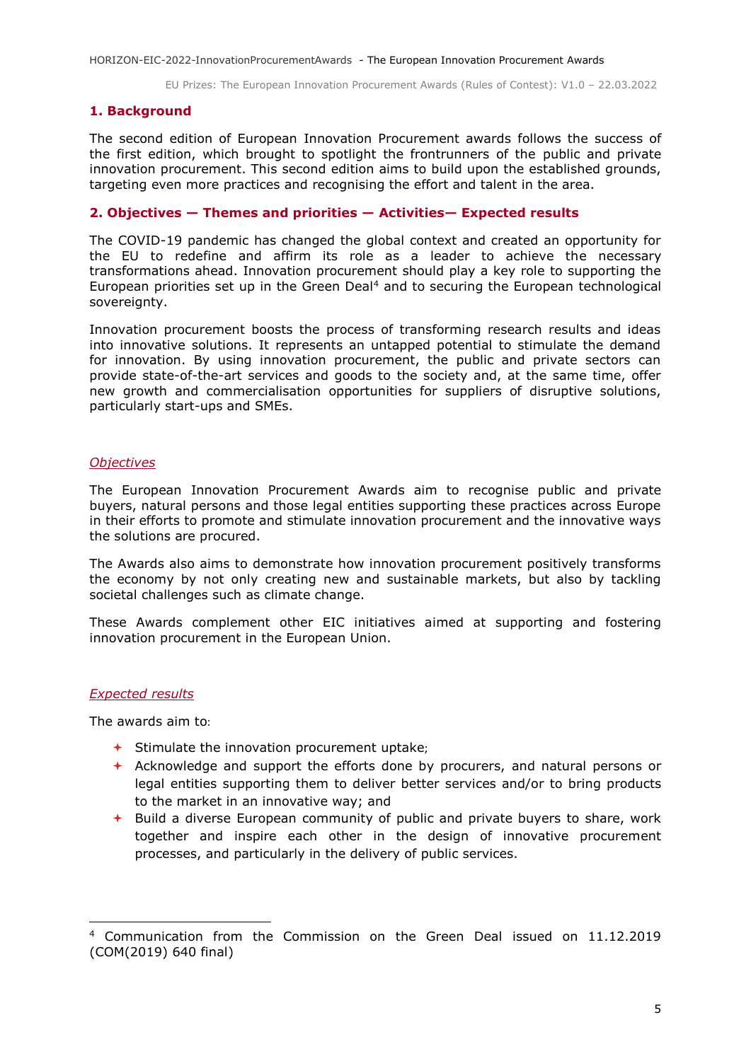## 1. Background

The second edition of European Innovation Procurement awards follows the success of the first edition, which brought to spotlight the frontrunners of the public and private innovation procurement. This second edition aims to build upon the established grounds, targeting even more practices and recognising the effort and talent in the area.

## 2. Objectives — Themes and priorities — Activities— Expected results

The COVID-19 pandemic has changed the global context and created an opportunity for the EU to redefine and affirm its role as a leader to achieve the necessary transformations ahead. Innovation procurement should play a key role to supporting the European priorities set up in the Green Deal[4] and to securing the European technological sovereignty.

Innovation procurement boosts the process of transforming research results and ideas into innovative solutions. It represents an untapped potential to stimulate the demand for innovation. By using innovation procurement, the public and private sectors can provide state-of-the-art services and goods to the society and, at the same time, offer new growth and commercialisation opportunities for suppliers of disruptive solutions, particularly start-ups and SMEs.

### *Objectives*

The European Innovation Procurement Awards aim to recognise public and private buyers, natural persons and those legal entities supporting these practices across Europe in their efforts to promote and stimulate innovation procurement and the innovative ways the solutions are procured.

The Awards also aims to demonstrate how innovation procurement positively transforms the economy by not only creating new and sustainable markets, but also by tackling societal challenges such as climate change.

These Awards complement other EIC initiatives aimed at supporting and fostering innovation procurement in the European Union.

### *Expected results*

The awards aim to:

- Stimulate the innovation procurement uptake;
- Acknowledge and support the efforts done by procurers, and natural persons or legal entities supporting them to deliver better services and/or to bring products to the market in an innovative way; and
- Build a diverse European community of public and private buyers to share, work together and inspire each other in the design of innovative procurement processes, and particularly in the delivery of public services.

---

[4] Communication from the Commission on the Green Deal issued on 11.12.2019 (COM(2019) 640 final)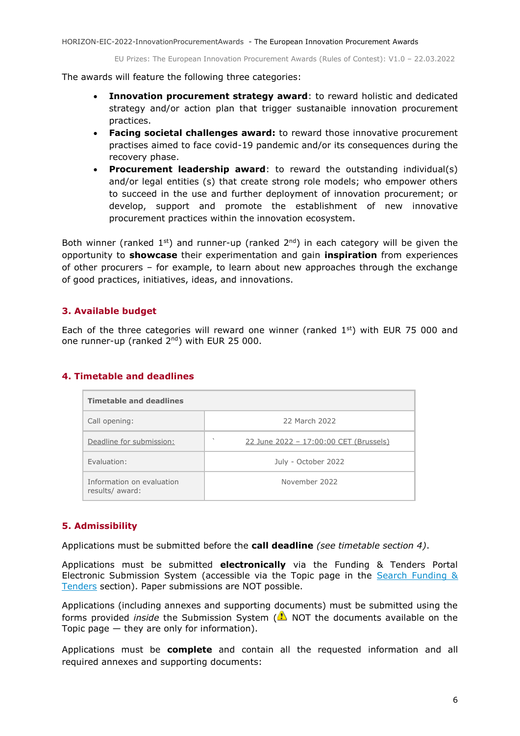The awards will feature the following three categories:

- **Innovation procurement strategy award**: to reward holistic and dedicated strategy and/or action plan that trigger sustanaible innovation procurement practices.
- **Facing societal challenges award:** to reward those innovative procurement practises aimed to face covid-19 pandemic and/or its consequences during the recovery phase.
- **Procurement leadership award**: to reward the outstanding individual(s) and/or legal entities (s) that create strong role models; who empower others to succeed in the use and further deployment of innovation procurement; or develop, support and promote the establishment of new innovative procurement practices within the innovation ecosystem.

Both winner (ranked 1st) and runner-up (ranked 2nd) in each category will be given the opportunity to **showcase** their experimentation and gain **inspiration** from experiences of other procurers – for example, to learn about new approaches through the exchange of good practices, initiatives, ideas, and innovations.

## 3. Available budget

Each of the three categories will reward one winner (ranked 1st) with EUR 75 000 and one runner-up (ranked 2nd) with EUR 25 000.

## 4. Timetable and deadlines

| Timetable and deadlines | |
|---|---|
| Call opening: | 22 March 2022 |
| Deadline for submission: | 22 June 2022 – 17:00:00 CET (Brussels) |
| Evaluation: | July - October 2022 |
| Information on evaluation results/ award: | November 2022 |

## 5. Admissibility

Applications must be submitted before the **call deadline** *(see timetable section 4)*.

Applications must be submitted **electronically** via the Funding & Tenders Portal Electronic Submission System (accessible via the Topic page in the Search Funding & Tenders section). Paper submissions are NOT possible.

Applications (including annexes and supporting documents) must be submitted using the forms provided *inside* the Submission System (⚠ NOT the documents available on the Topic page — they are only for information).

Applications must be **complete** and contain all the requested information and all required annexes and supporting documents: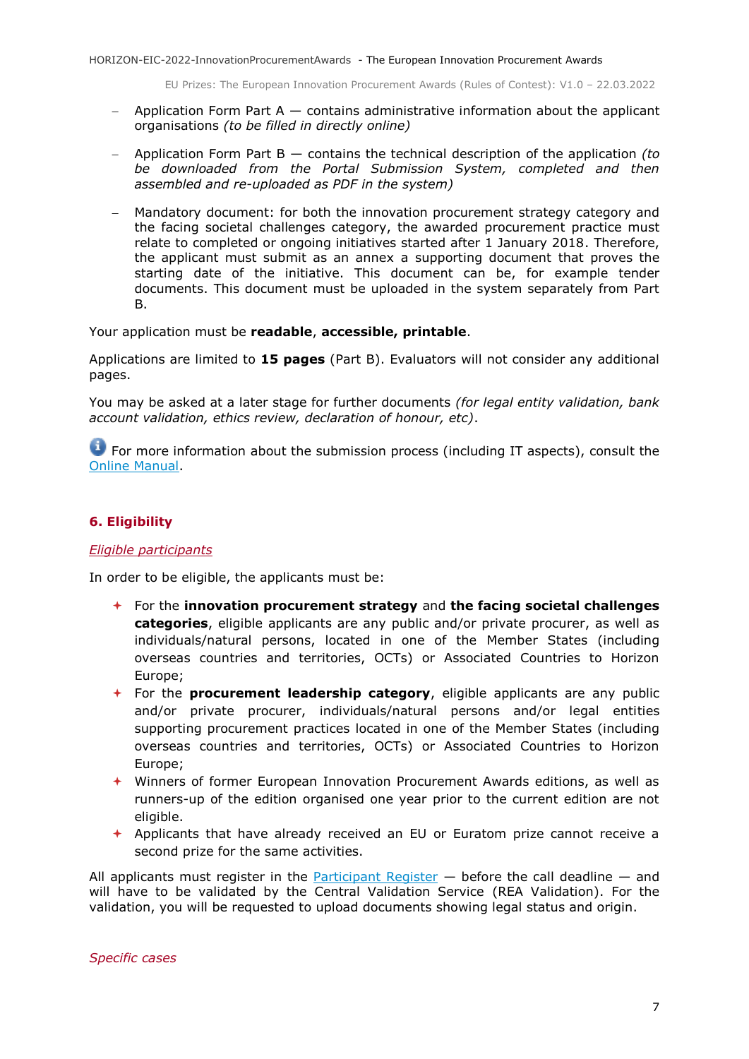- Application Form Part A — contains administrative information about the applicant organisations *(to be filled in directly online)*
- Application Form Part B — contains the technical description of the application *(to be downloaded from the Portal Submission System, completed and then assembled and re-uploaded as PDF in the system)*
- Mandatory document: for both the innovation procurement strategy category and the facing societal challenges category, the awarded procurement practice must relate to completed or ongoing initiatives started after 1 January 2018. Therefore, the applicant must submit as an annex a supporting document that proves the starting date of the initiative. This document can be, for example tender documents. This document must be uploaded in the system separately from Part B.

Your application must be **readable**, **accessible, printable**.

Applications are limited to **15 pages** (Part B). Evaluators will not consider any additional pages.

You may be asked at a later stage for further documents *(for legal entity validation, bank account validation, ethics review, declaration of honour, etc)*.

For more information about the submission process (including IT aspects), consult the Online Manual.

## 6. Eligibility

*Eligible participants*

In order to be eligible, the applicants must be:

- For the **innovation procurement strategy** and **the facing societal challenges categories**, eligible applicants are any public and/or private procurer, as well as individuals/natural persons, located in one of the Member States (including overseas countries and territories, OCTs) or Associated Countries to Horizon Europe;
- For the **procurement leadership category**, eligible applicants are any public and/or private procurer, individuals/natural persons and/or legal entities supporting procurement practices located in one of the Member States (including overseas countries and territories, OCTs) or Associated Countries to Horizon Europe;
- Winners of former European Innovation Procurement Awards editions, as well as runners-up of the edition organised one year prior to the current edition are not eligible.
- Applicants that have already received an EU or Euratom prize cannot receive a second prize for the same activities.

All applicants must register in the Participant Register — before the call deadline — and will have to be validated by the Central Validation Service (REA Validation). For the validation, you will be requested to upload documents showing legal status and origin.

*Specific cases*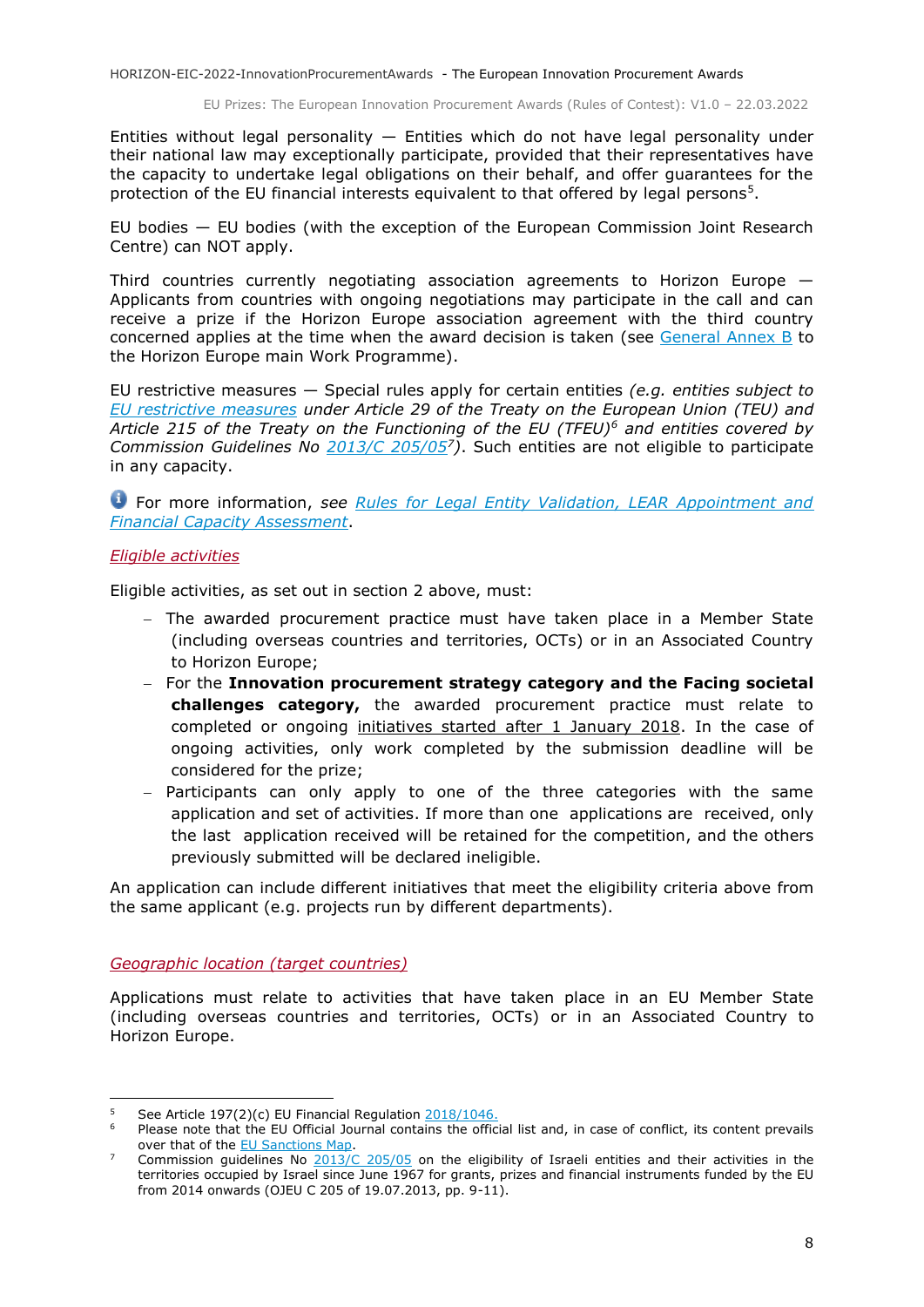Entities without legal personality — Entities which do not have legal personality under their national law may exceptionally participate, provided that their representatives have the capacity to undertake legal obligations on their behalf, and offer guarantees for the protection of the EU financial interests equivalent to that offered by legal persons[5].

EU bodies — EU bodies (with the exception of the European Commission Joint Research Centre) can NOT apply.

Third countries currently negotiating association agreements to Horizon Europe — Applicants from countries with ongoing negotiations may participate in the call and can receive a prize if the Horizon Europe association agreement with the third country concerned applies at the time when the award decision is taken (see General Annex B to the Horizon Europe main Work Programme).

EU restrictive measures — Special rules apply for certain entities *(e.g. entities subject to EU restrictive measures under Article 29 of the Treaty on the European Union (TEU) and Article 215 of the Treaty on the Functioning of the EU (TFEU)[6] and entities covered by Commission Guidelines No 2013/C 205/05[7])*. Such entities are not eligible to participate in any capacity.

For more information, *see* *Rules for Legal Entity Validation, LEAR Appointment and Financial Capacity Assessment*.

*Eligible activities*

Eligible activities, as set out in section 2 above, must:

- The awarded procurement practice must have taken place in a Member State (including overseas countries and territories, OCTs) or in an Associated Country to Horizon Europe;
- For the **Innovation procurement strategy category and the Facing societal challenges category,** the awarded procurement practice must relate to completed or ongoing initiatives started after 1 January 2018. In the case of ongoing activities, only work completed by the submission deadline will be considered for the prize;
- Participants can only apply to one of the three categories with the same application and set of activities. If more than one applications are received, only the last application received will be retained for the competition, and the others previously submitted will be declared ineligible.

An application can include different initiatives that meet the eligibility criteria above from the same applicant (e.g. projects run by different departments).

*Geographic location (target countries)*

Applications must relate to activities that have taken place in an EU Member State (including overseas countries and territories, OCTs) or in an Associated Country to Horizon Europe.

---

[5] See Article 197(2)(c) EU Financial Regulation 2018/1046.

[6] Please note that the EU Official Journal contains the official list and, in case of conflict, its content prevails over that of the EU Sanctions Map.

[7] Commission guidelines No 2013/C 205/05 on the eligibility of Israeli entities and their activities in the territories occupied by Israel since June 1967 for grants, prizes and financial instruments funded by the EU from 2014 onwards (OJEU C 205 of 19.07.2013, pp. 9-11).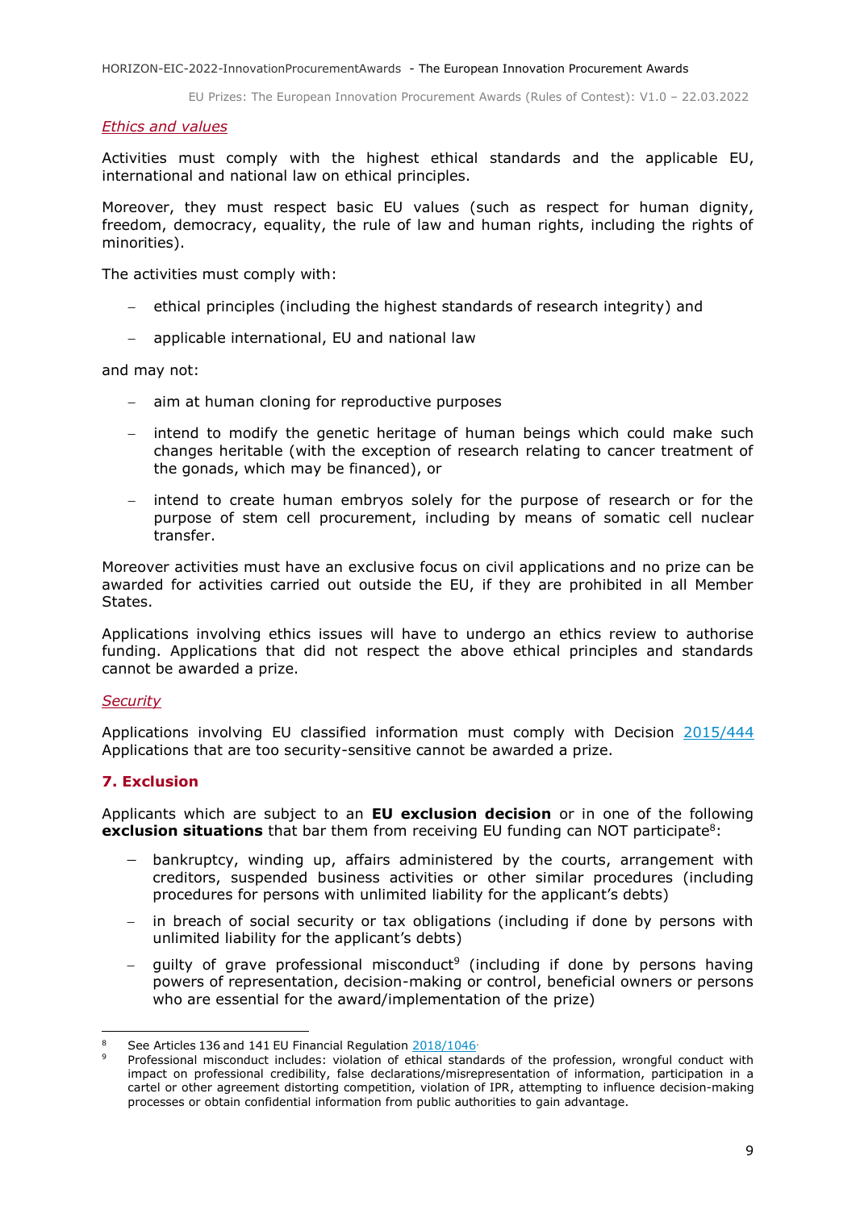*Ethics and values*

Activities must comply with the highest ethical standards and the applicable EU, international and national law on ethical principles.

Moreover, they must respect basic EU values (such as respect for human dignity, freedom, democracy, equality, the rule of law and human rights, including the rights of minorities).

The activities must comply with:

- ethical principles (including the highest standards of research integrity) and
- applicable international, EU and national law

and may not:

- aim at human cloning for reproductive purposes
- intend to modify the genetic heritage of human beings which could make such changes heritable (with the exception of research relating to cancer treatment of the gonads, which may be financed), or
- intend to create human embryos solely for the purpose of research or for the purpose of stem cell procurement, including by means of somatic cell nuclear transfer.

Moreover activities must have an exclusive focus on civil applications and no prize can be awarded for activities carried out outside the EU, if they are prohibited in all Member States.

Applications involving ethics issues will have to undergo an ethics review to authorise funding. Applications that did not respect the above ethical principles and standards cannot be awarded a prize.

*Security*

Applications involving EU classified information must comply with Decision 2015/444 Applications that are too security-sensitive cannot be awarded a prize.

## 7. Exclusion

Applicants which are subject to an **EU exclusion decision** or in one of the following **exclusion situations** that bar them from receiving EU funding can NOT participate[8]:

- bankruptcy, winding up, affairs administered by the courts, arrangement with creditors, suspended business activities or other similar procedures (including procedures for persons with unlimited liability for the applicant's debts)
- in breach of social security or tax obligations (including if done by persons with unlimited liability for the applicant's debts)
- guilty of grave professional misconduct[9] (including if done by persons having powers of representation, decision-making or control, beneficial owners or persons who are essential for the award/implementation of the prize)

---

[8] See Articles 136 and 141 EU Financial Regulation 2018/1046.

[9] Professional misconduct includes: violation of ethical standards of the profession, wrongful conduct with impact on professional credibility, false declarations/misrepresentation of information, participation in a cartel or other agreement distorting competition, violation of IPR, attempting to influence decision-making processes or obtain confidential information from public authorities to gain advantage.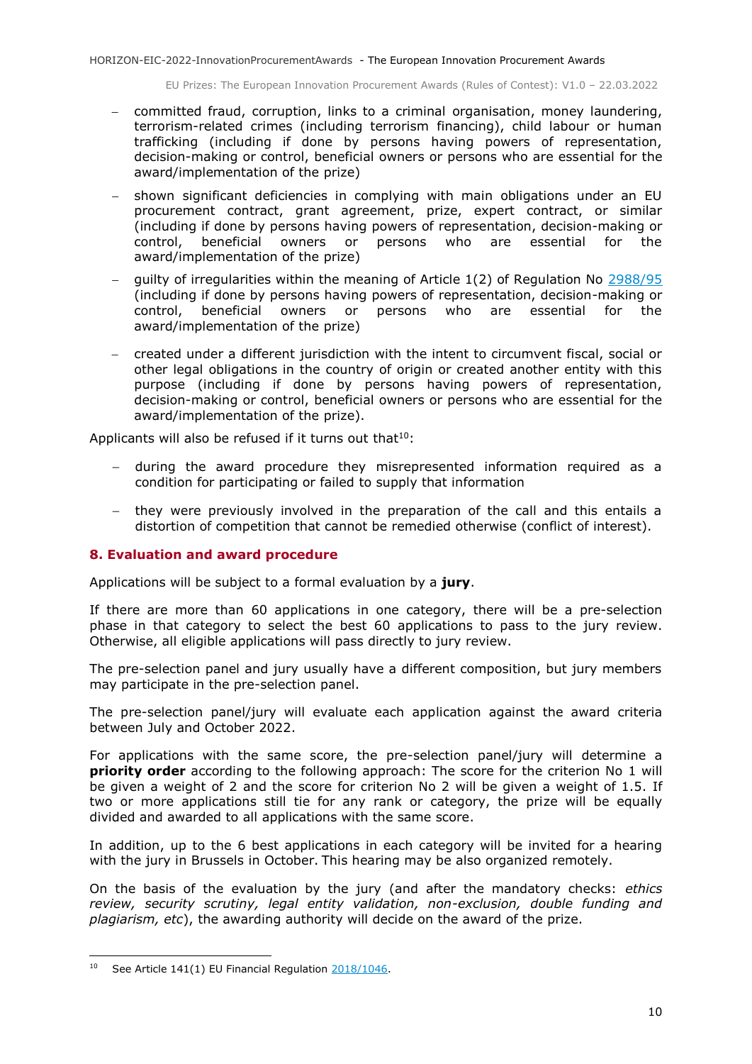- committed fraud, corruption, links to a criminal organisation, money laundering, terrorism-related crimes (including terrorism financing), child labour or human trafficking (including if done by persons having powers of representation, decision-making or control, beneficial owners or persons who are essential for the award/implementation of the prize)
- shown significant deficiencies in complying with main obligations under an EU procurement contract, grant agreement, prize, expert contract, or similar (including if done by persons having powers of representation, decision-making or control, beneficial owners or persons who are essential for the award/implementation of the prize)
- guilty of irregularities within the meaning of Article 1(2) of Regulation No 2988/95 (including if done by persons having powers of representation, decision-making or control, beneficial owners or persons who are essential for the award/implementation of the prize)
- created under a different jurisdiction with the intent to circumvent fiscal, social or other legal obligations in the country of origin or created another entity with this purpose (including if done by persons having powers of representation, decision-making or control, beneficial owners or persons who are essential for the award/implementation of the prize).

Applicants will also be refused if it turns out that[10]:

- during the award procedure they misrepresented information required as a condition for participating or failed to supply that information
- they were previously involved in the preparation of the call and this entails a distortion of competition that cannot be remedied otherwise (conflict of interest).

## 8. Evaluation and award procedure

Applications will be subject to a formal evaluation by a **jury**.

If there are more than 60 applications in one category, there will be a pre-selection phase in that category to select the best 60 applications to pass to the jury review. Otherwise, all eligible applications will pass directly to jury review.

The pre-selection panel and jury usually have a different composition, but jury members may participate in the pre-selection panel.

The pre-selection panel/jury will evaluate each application against the award criteria between July and October 2022.

For applications with the same score, the pre-selection panel/jury will determine a **priority order** according to the following approach: The score for the criterion No 1 will be given a weight of 2 and the score for criterion No 2 will be given a weight of 1.5. If two or more applications still tie for any rank or category, the prize will be equally divided and awarded to all applications with the same score.

In addition, up to the 6 best applications in each category will be invited for a hearing with the jury in Brussels in October. This hearing may be also organized remotely.

On the basis of the evaluation by the jury (and after the mandatory checks: *ethics review, security scrutiny, legal entity validation, non-exclusion, double funding and plagiarism, etc*), the awarding authority will decide on the award of the prize.

---

[10] See Article 141(1) EU Financial Regulation 2018/1046.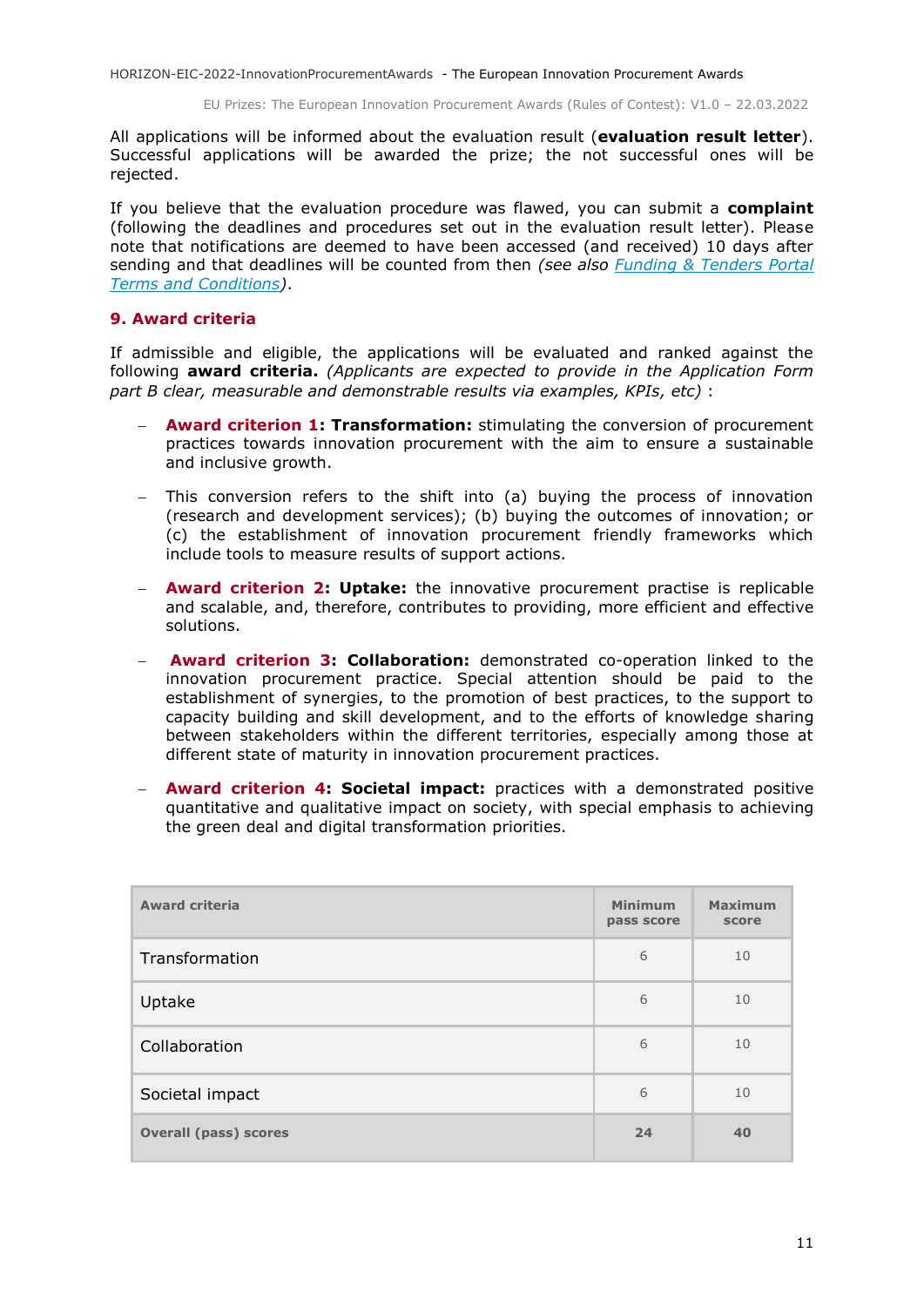All applications will be informed about the evaluation result (**evaluation result letter**). Successful applications will be awarded the prize; the not successful ones will be rejected.

If you believe that the evaluation procedure was flawed, you can submit a **complaint** (following the deadlines and procedures set out in the evaluation result letter). Please note that notifications are deemed to have been accessed (and received) 10 days after sending and that deadlines will be counted from then *(see also [Funding & Tenders Portal Terms and Conditions](#))*.

## 9. Award criteria

If admissible and eligible, the applications will be evaluated and ranked against the following **award criteria.** *(Applicants are expected to provide in the Application Form part B clear, measurable and demonstrable results via examples, KPIs, etc)* :

- **Award criterion 1: Transformation:** stimulating the conversion of procurement practices towards innovation procurement with the aim to ensure a sustainable and inclusive growth.
- This conversion refers to the shift into (a) buying the process of innovation (research and development services); (b) buying the outcomes of innovation; or (c) the establishment of innovation procurement friendly frameworks which include tools to measure results of support actions.
- **Award criterion 2: Uptake:** the innovative procurement practise is replicable and scalable, and, therefore, contributes to providing, more efficient and effective solutions.
- **Award criterion 3: Collaboration:** demonstrated co-operation linked to the innovation procurement practice. Special attention should be paid to the establishment of synergies, to the promotion of best practices, to the support to capacity building and skill development, and to the efforts of knowledge sharing between stakeholders within the different territories, especially among those at different state of maturity in innovation procurement practices.
- **Award criterion 4: Societal impact:** practices with a demonstrated positive quantitative and qualitative impact on society, with special emphasis to achieving the green deal and digital transformation priorities.

| Award criteria | Minimum pass score | Maximum score |
|---|---|---|
| Transformation | 6 | 10 |
| Uptake | 6 | 10 |
| Collaboration | 6 | 10 |
| Societal impact | 6 | 10 |
| **Overall (pass) scores** | **24** | **40** |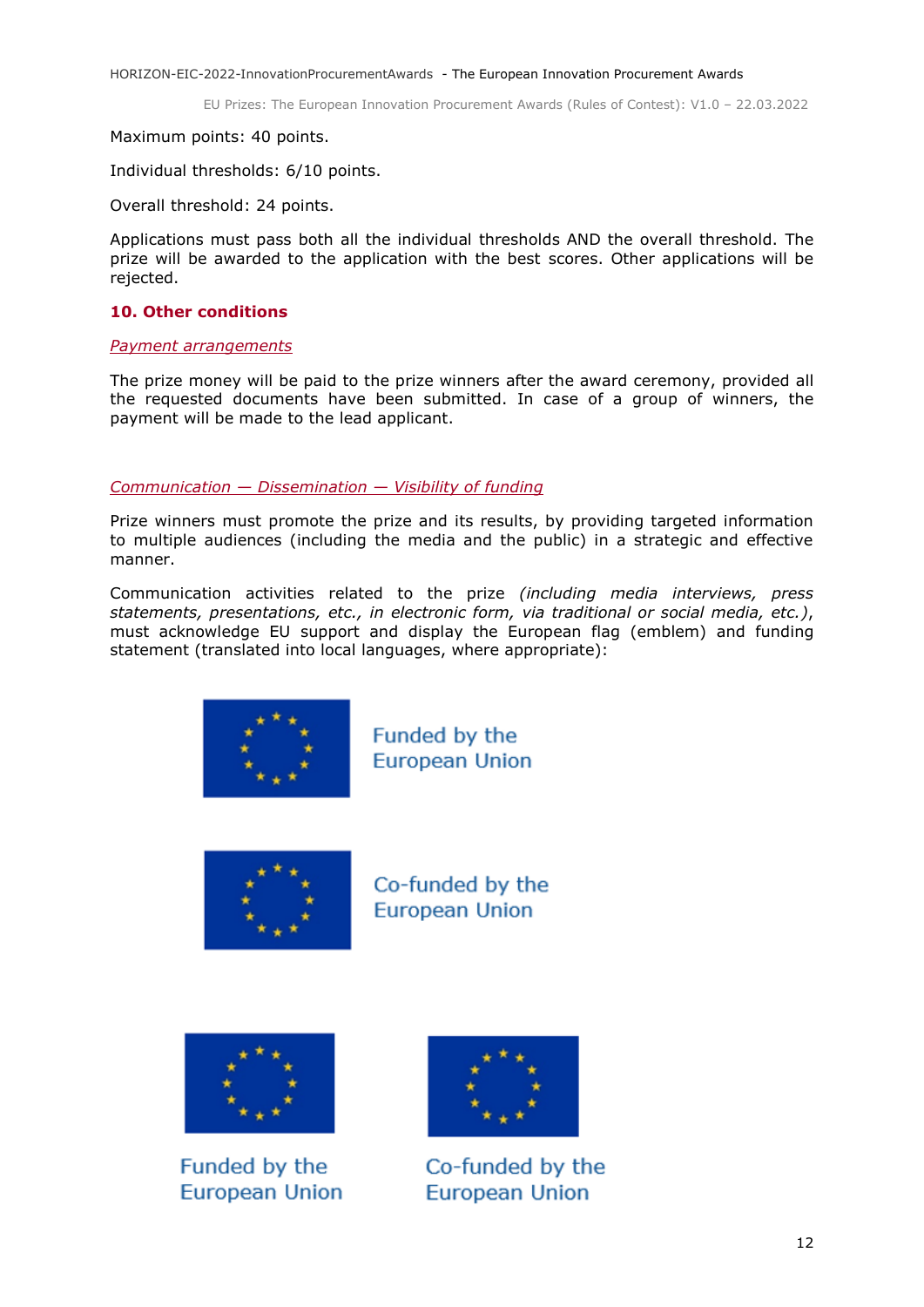Maximum points: 40 points.

Individual thresholds: 6/10 points.

Overall threshold: 24 points.

Applications must pass both all the individual thresholds AND the overall threshold. The prize will be awarded to the application with the best scores. Other applications will be rejected.

## 10. Other conditions

*Payment arrangements*

The prize money will be paid to the prize winners after the award ceremony, provided all the requested documents have been submitted. In case of a group of winners, the payment will be made to the lead applicant.

*Communication — Dissemination — Visibility of funding*

Prize winners must promote the prize and its results, by providing targeted information to multiple audiences (including the media and the public) in a strategic and effective manner.

Communication activities related to the prize *(including media interviews, press statements, presentations, etc., in electronic form, via traditional or social media, etc.)*, must acknowledge EU support and display the European flag (emblem) and funding statement (translated into local languages, where appropriate):

Funded by the European Union

Co-funded by the European Union

Funded by the European Union

Co-funded by the European Union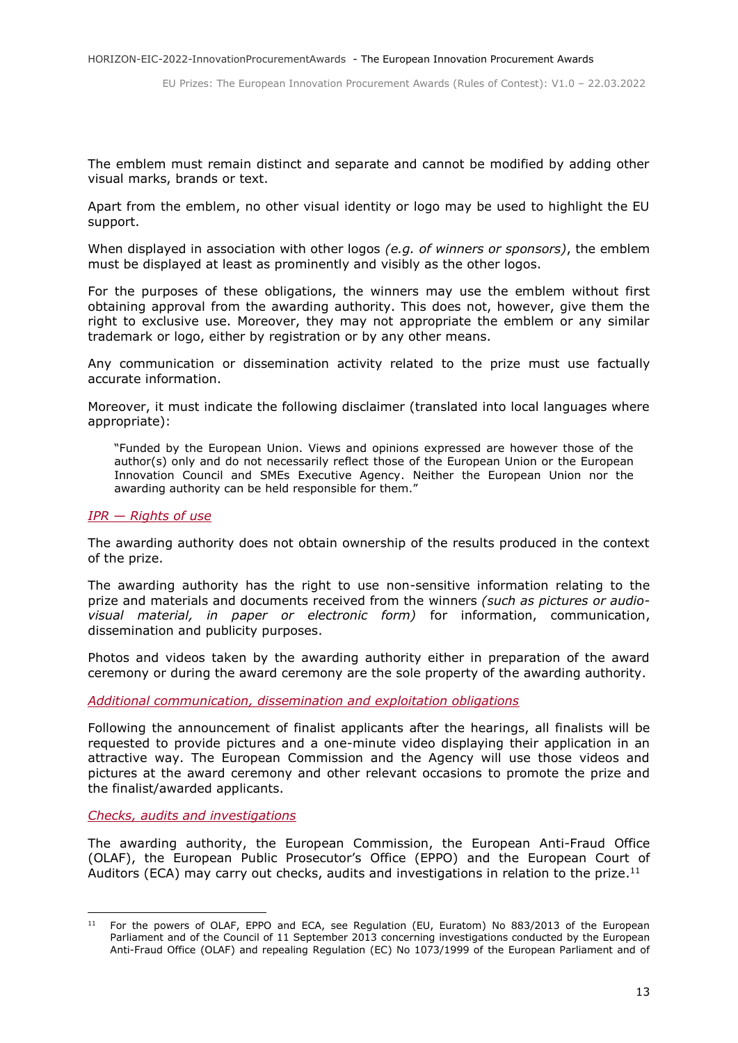The emblem must remain distinct and separate and cannot be modified by adding other visual marks, brands or text.

Apart from the emblem, no other visual identity or logo may be used to highlight the EU support.

When displayed in association with other logos *(e.g. of winners or sponsors)*, the emblem must be displayed at least as prominently and visibly as the other logos.

For the purposes of these obligations, the winners may use the emblem without first obtaining approval from the awarding authority. This does not, however, give them the right to exclusive use. Moreover, they may not appropriate the emblem or any similar trademark or logo, either by registration or by any other means.

Any communication or dissemination activity related to the prize must use factually accurate information.

Moreover, it must indicate the following disclaimer (translated into local languages where appropriate):

> "Funded by the European Union. Views and opinions expressed are however those of the author(s) only and do not necessarily reflect those of the European Union or the European Innovation Council and SMEs Executive Agency. Neither the European Union nor the awarding authority can be held responsible for them."

*IPR — Rights of use*

The awarding authority does not obtain ownership of the results produced in the context of the prize.

The awarding authority has the right to use non-sensitive information relating to the prize and materials and documents received from the winners *(such as pictures or audio-visual material, in paper or electronic form)* for information, communication, dissemination and publicity purposes.

Photos and videos taken by the awarding authority either in preparation of the award ceremony or during the award ceremony are the sole property of the awarding authority.

*Additional communication, dissemination and exploitation obligations*

Following the announcement of finalist applicants after the hearings, all finalists will be requested to provide pictures and a one-minute video displaying their application in an attractive way. The European Commission and the Agency will use those videos and pictures at the award ceremony and other relevant occasions to promote the prize and the finalist/awarded applicants.

*Checks, audits and investigations*

The awarding authority, the European Commission, the European Anti-Fraud Office (OLAF), the European Public Prosecutor's Office (EPPO) and the European Court of Auditors (ECA) may carry out checks, audits and investigations in relation to the prize.[11]

---

[11] For the powers of OLAF, EPPO and ECA, see Regulation (EU, Euratom) No 883/2013 of the European Parliament and of the Council of 11 September 2013 concerning investigations conducted by the European Anti-Fraud Office (OLAF) and repealing Regulation (EC) No 1073/1999 of the European Parliament and of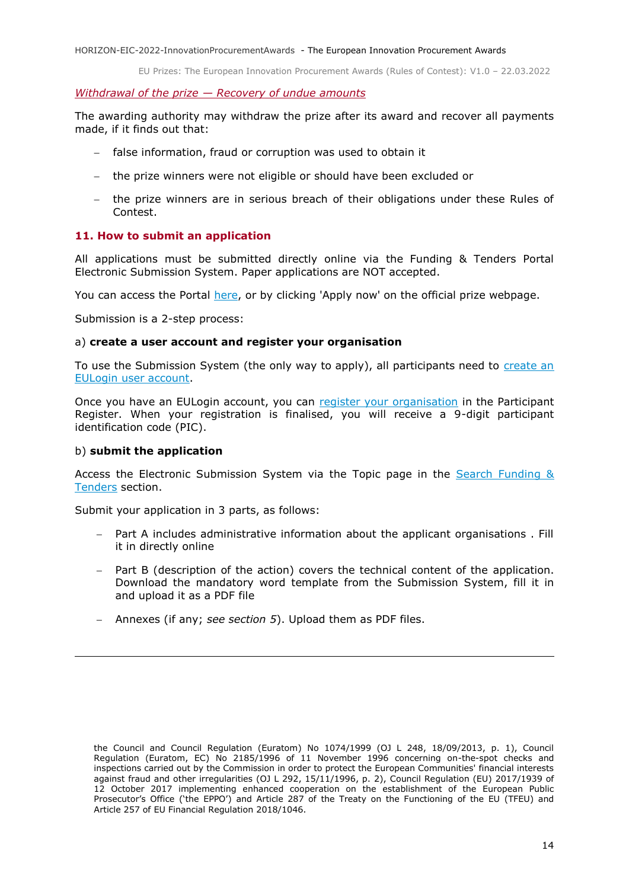*Withdrawal of the prize — Recovery of undue amounts*

The awarding authority may withdraw the prize after its award and recover all payments made, if it finds out that:

- false information, fraud or corruption was used to obtain it
- the prize winners were not eligible or should have been excluded or
- the prize winners are in serious breach of their obligations under these Rules of Contest.

## 11. How to submit an application

All applications must be submitted directly online via the Funding & Tenders Portal Electronic Submission System. Paper applications are NOT accepted.

You can access the Portal here, or by clicking 'Apply now' on the official prize webpage.

Submission is a 2-step process:

a) **create a user account and register your organisation**

To use the Submission System (the only way to apply), all participants need to create an EULogin user account.

Once you have an EULogin account, you can register your organisation in the Participant Register. When your registration is finalised, you will receive a 9-digit participant identification code (PIC).

b) **submit the application**

Access the Electronic Submission System via the Topic page in the Search Funding & Tenders section.

Submit your application in 3 parts, as follows:

- Part A includes administrative information about the applicant organisations . Fill it in directly online
- Part B (description of the action) covers the technical content of the application. Download the mandatory word template from the Submission System, fill it in and upload it as a PDF file
- Annexes (if any; *see section 5*). Upload them as PDF files.

---

the Council and Council Regulation (Euratom) No 1074/1999 (OJ L 248, 18/09/2013, p. 1), Council Regulation (Euratom, EC) No 2185/1996 of 11 November 1996 concerning on-the-spot checks and inspections carried out by the Commission in order to protect the European Communities' financial interests against fraud and other irregularities (OJ L 292, 15/11/1996, p. 2), Council Regulation (EU) 2017/1939 of 12 October 2017 implementing enhanced cooperation on the establishment of the European Public Prosecutor's Office ('the EPPO') and Article 287 of the Treaty on the Functioning of the EU (TFEU) and Article 257 of EU Financial Regulation 2018/1046.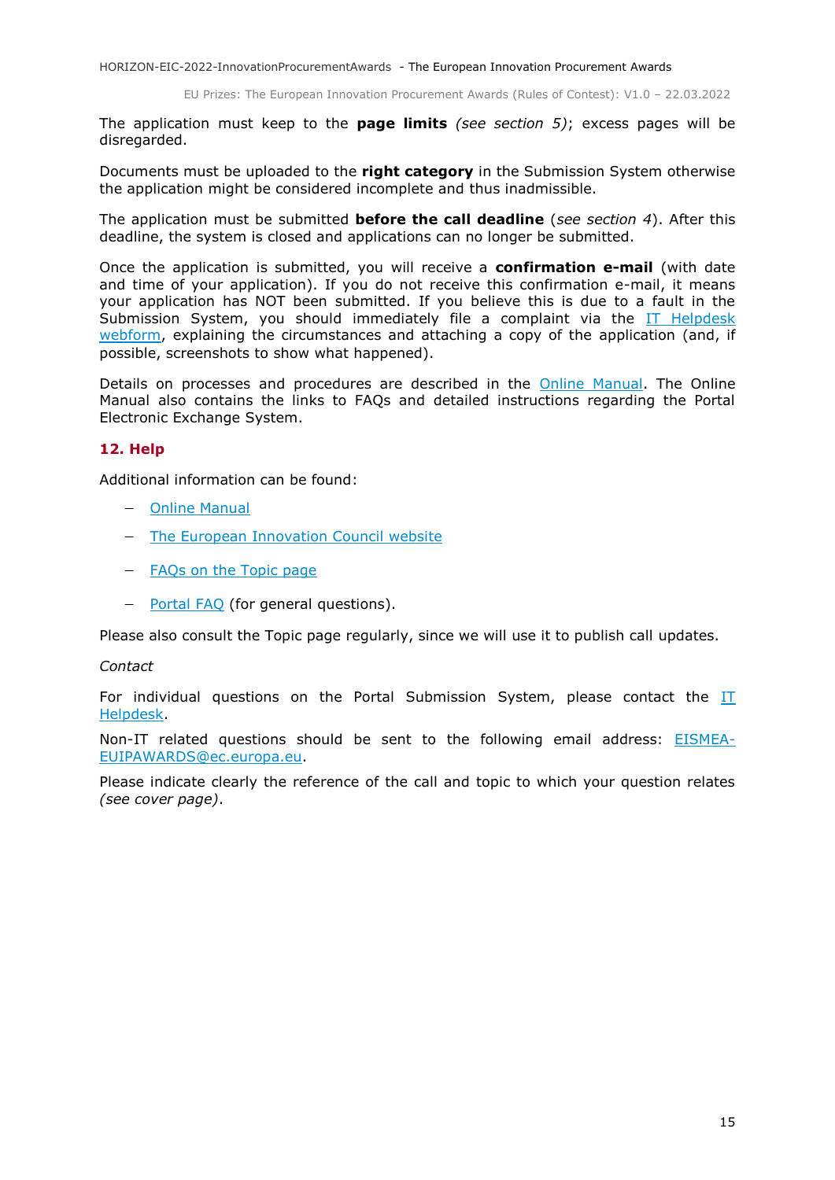The application must keep to the **page limits** *(see section 5)*; excess pages will be disregarded.

Documents must be uploaded to the **right category** in the Submission System otherwise the application might be considered incomplete and thus inadmissible.

The application must be submitted **before the call deadline** (*see section 4*). After this deadline, the system is closed and applications can no longer be submitted.

Once the application is submitted, you will receive a **confirmation e-mail** (with date and time of your application). If you do not receive this confirmation e-mail, it means your application has NOT been submitted. If you believe this is due to a fault in the Submission System, you should immediately file a complaint via the IT Helpdesk webform, explaining the circumstances and attaching a copy of the application (and, if possible, screenshots to show what happened).

Details on processes and procedures are described in the Online Manual. The Online Manual also contains the links to FAQs and detailed instructions regarding the Portal Electronic Exchange System.

## 12. Help

Additional information can be found:

- Online Manual
- The European Innovation Council website
- FAQs on the Topic page
- Portal FAQ (for general questions).

Please also consult the Topic page regularly, since we will use it to publish call updates.

*Contact*

For individual questions on the Portal Submission System, please contact the IT Helpdesk.

Non-IT related questions should be sent to the following email address: EISMEA-EUIPAWARDS@ec.europa.eu.

Please indicate clearly the reference of the call and topic to which your question relates *(see cover page)*.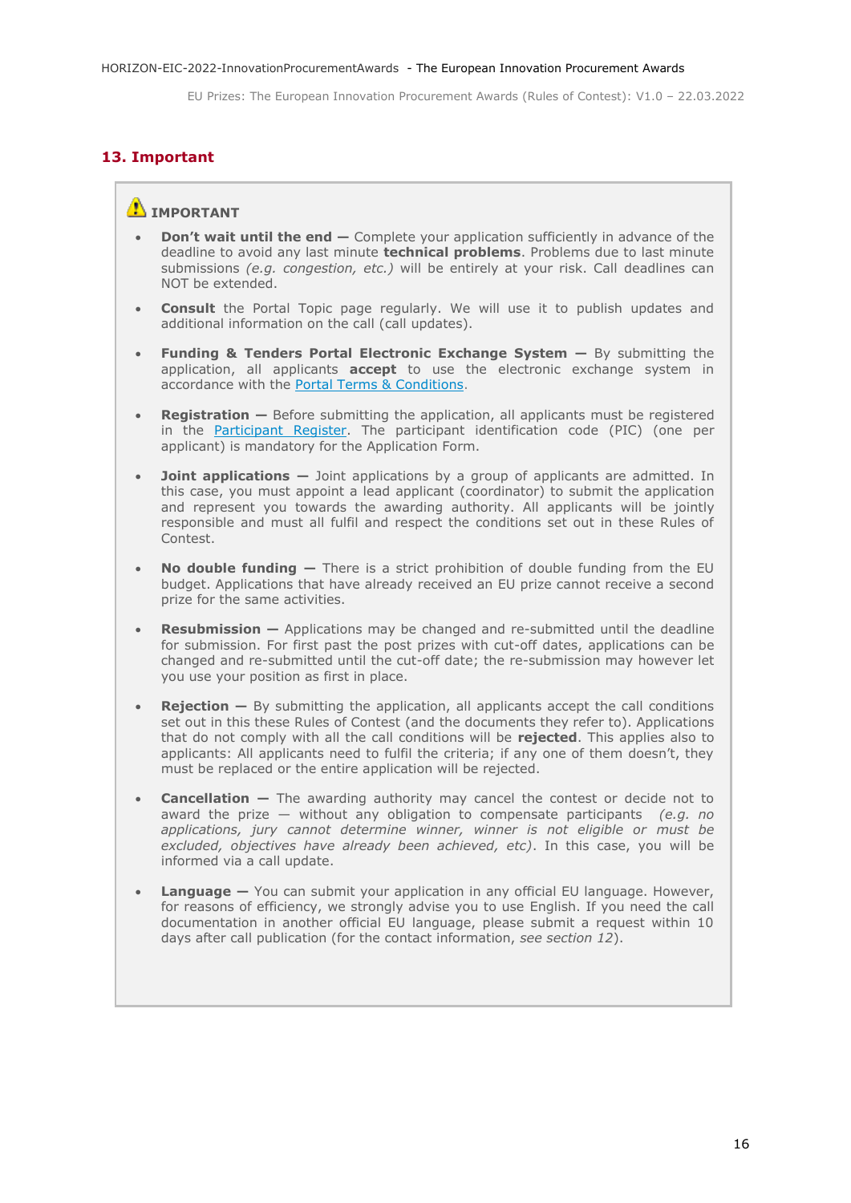## 13. Important

⚠ **IMPORTANT**

- **Don't wait until the end —** Complete your application sufficiently in advance of the deadline to avoid any last minute **technical problems**. Problems due to last minute submissions *(e.g. congestion, etc.)* will be entirely at your risk. Call deadlines can NOT be extended.
- **Consult** the Portal Topic page regularly. We will use it to publish updates and additional information on the call (call updates).
- **Funding & Tenders Portal Electronic Exchange System —** By submitting the application, all applicants **accept** to use the electronic exchange system in accordance with the Portal Terms & Conditions.
- **Registration —** Before submitting the application, all applicants must be registered in the Participant Register. The participant identification code (PIC) (one per applicant) is mandatory for the Application Form.
- **Joint applications —** Joint applications by a group of applicants are admitted. In this case, you must appoint a lead applicant (coordinator) to submit the application and represent you towards the awarding authority. All applicants will be jointly responsible and must all fulfil and respect the conditions set out in these Rules of Contest.
- **No double funding —** There is a strict prohibition of double funding from the EU budget. Applications that have already received an EU prize cannot receive a second prize for the same activities.
- **Resubmission —** Applications may be changed and re-submitted until the deadline for submission. For first past the post prizes with cut-off dates, applications can be changed and re-submitted until the cut-off date; the re-submission may however let you use your position as first in place.
- **Rejection —** By submitting the application, all applicants accept the call conditions set out in this these Rules of Contest (and the documents they refer to). Applications that do not comply with all the call conditions will be **rejected**. This applies also to applicants: All applicants need to fulfil the criteria; if any one of them doesn't, they must be replaced or the entire application will be rejected.
- **Cancellation —** The awarding authority may cancel the contest or decide not to award the prize — without any obligation to compensate participants *(e.g. no applications, jury cannot determine winner, winner is not eligible or must be excluded, objectives have already been achieved, etc)*. In this case, you will be informed via a call update.
- **Language —** You can submit your application in any official EU language. However, for reasons of efficiency, we strongly advise you to use English. If you need the call documentation in another official EU language, please submit a request within 10 days after call publication (for the contact information, *see section 12*).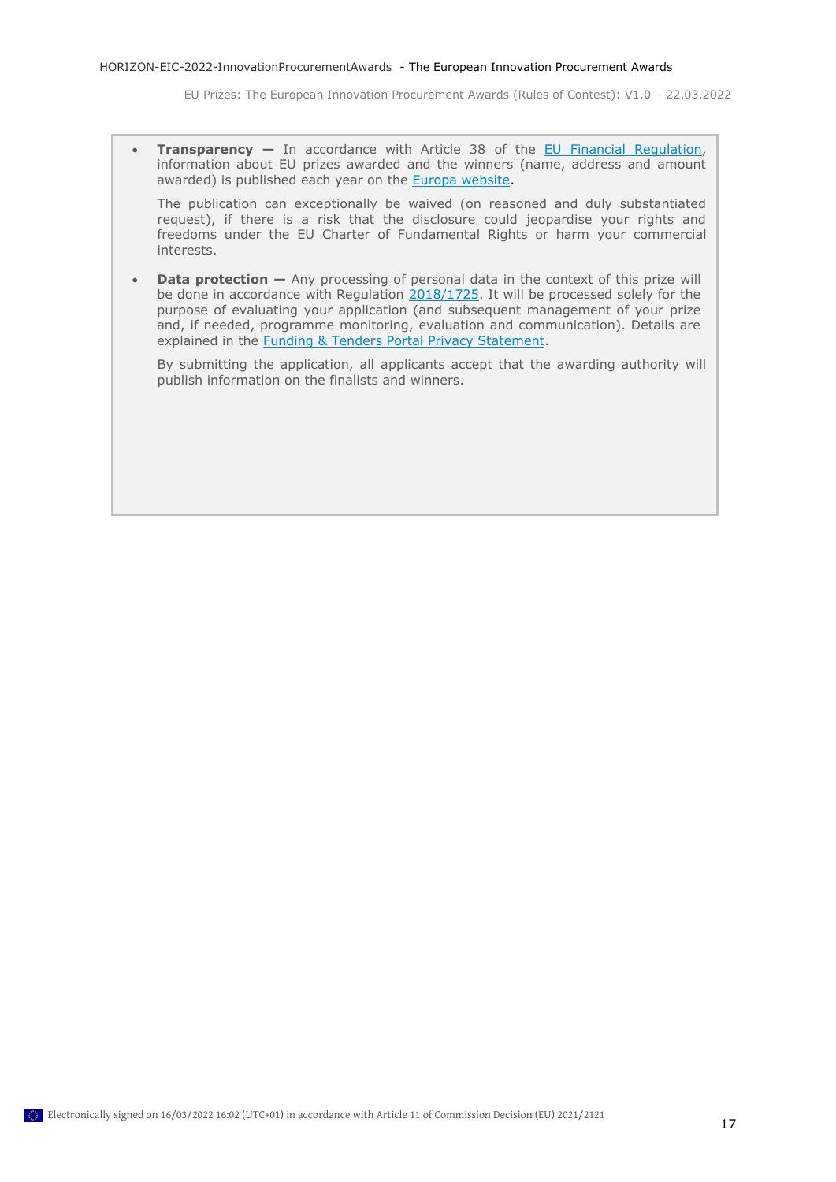- **Transparency —** In accordance with Article 38 of the EU Financial Regulation, information about EU prizes awarded and the winners (name, address and amount awarded) is published each year on the Europa website.

  The publication can exceptionally be waived (on reasoned and duly substantiated request), if there is a risk that the disclosure could jeopardise your rights and freedoms under the EU Charter of Fundamental Rights or harm your commercial interests.

- **Data protection —** Any processing of personal data in the context of this prize will be done in accordance with Regulation 2018/1725. It will be processed solely for the purpose of evaluating your application (and subsequent management of your prize and, if needed, programme monitoring, evaluation and communication). Details are explained in the Funding & Tenders Portal Privacy Statement.

  By submitting the application, all applicants accept that the awarding authority will publish information on the finalists and winners.